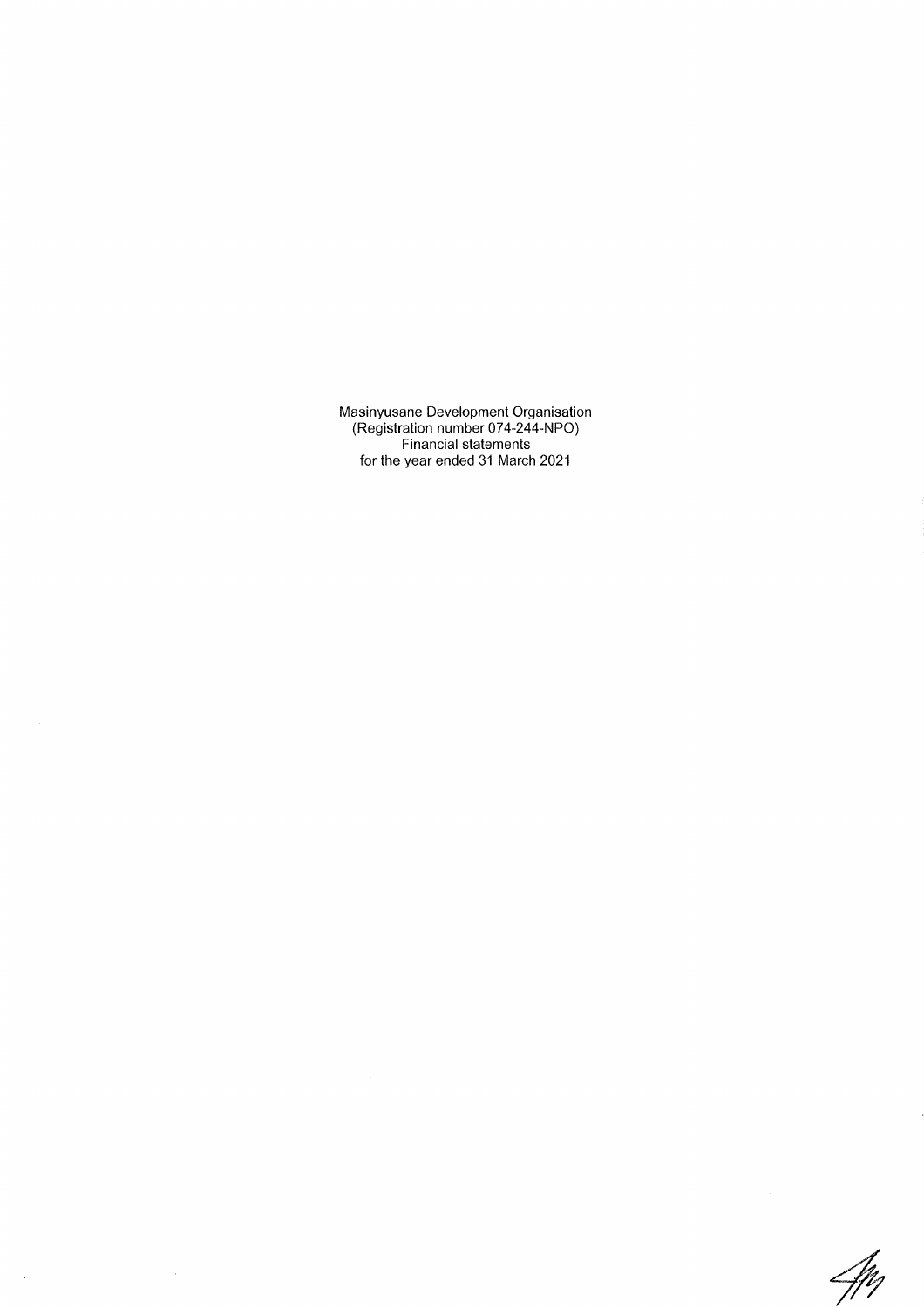Masinyusane Development Organisation
(Registration number 074-244-NPO)
Financial statements
for the year ended 31 March 2021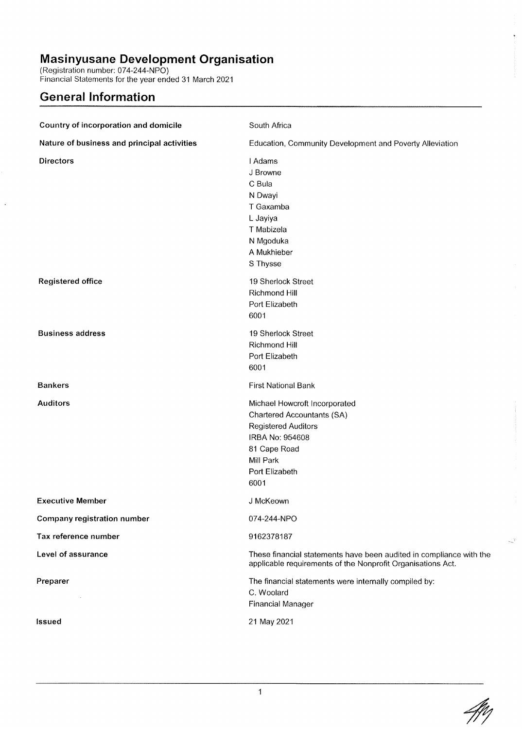# Masinyusane Development Organisation

(Registration number: 074-244-NPO)
Financial Statements for the year ended 31 March 2021

## General Information

| | |
|---|---|
| **Country of incorporation and domicile** | South Africa |
| **Nature of business and principal activities** | Education, Community Development and Poverty Alleviation |
| **Directors** | I Adams<br>J Browne<br>C Bula<br>N Dwayi<br>T Gaxamba<br>L Jayiya<br>T Mabizela<br>N Mgoduka<br>A Mukhieber<br>S Thysse |
| **Registered office** | 19 Sherlock Street<br>Richmond Hill<br>Port Elizabeth<br>6001 |
| **Business address** | 19 Sherlock Street<br>Richmond Hill<br>Port Elizabeth<br>6001 |
| **Bankers** | First National Bank |
| **Auditors** | Michael Howcroft Incorporated<br>Chartered Accountants (SA)<br>Registered Auditors<br>IRBA No: 954608<br>81 Cape Road<br>Mill Park<br>Port Elizabeth<br>6001 |
| **Executive Member** | J McKeown |
| **Company registration number** | 074-244-NPO |
| **Tax reference number** | 9162378187 |
| **Level of assurance** | These financial statements have been audited in compliance with the applicable requirements of the Nonprofit Organisations Act. |
| **Preparer** | The financial statements were internally compiled by:<br>C. Woolard<br>Financial Manager |
| **Issued** | 21 May 2021 |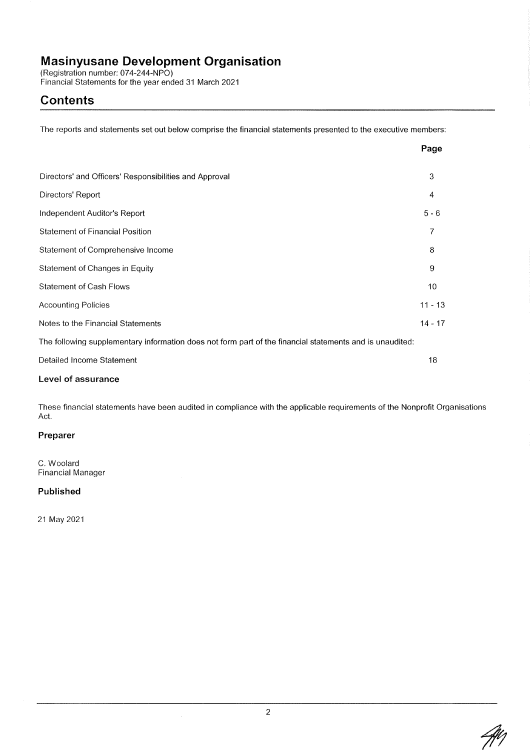# Masinyusane Development Organisation

(Registration number: 074-244-NPO)
Financial Statements for the year ended 31 March 2021

## Contents

The reports and statements set out below comprise the financial statements presented to the executive members:

| | Page |
|---|---|
| Directors' and Officers' Responsibilities and Approval | 3 |
| Directors' Report | 4 |
| Independent Auditor's Report | 5 - 6 |
| Statement of Financial Position | 7 |
| Statement of Comprehensive Income | 8 |
| Statement of Changes in Equity | 9 |
| Statement of Cash Flows | 10 |
| Accounting Policies | 11 - 13 |
| Notes to the Financial Statements | 14 - 17 |

The following supplementary information does not form part of the financial statements and is unaudited:

| | |
|---|---|
| Detailed Income Statement | 18 |

### Level of assurance

These financial statements have been audited in compliance with the applicable requirements of the Nonprofit Organisations Act.

### Preparer

C. Woolard
Financial Manager

### Published

21 May 2021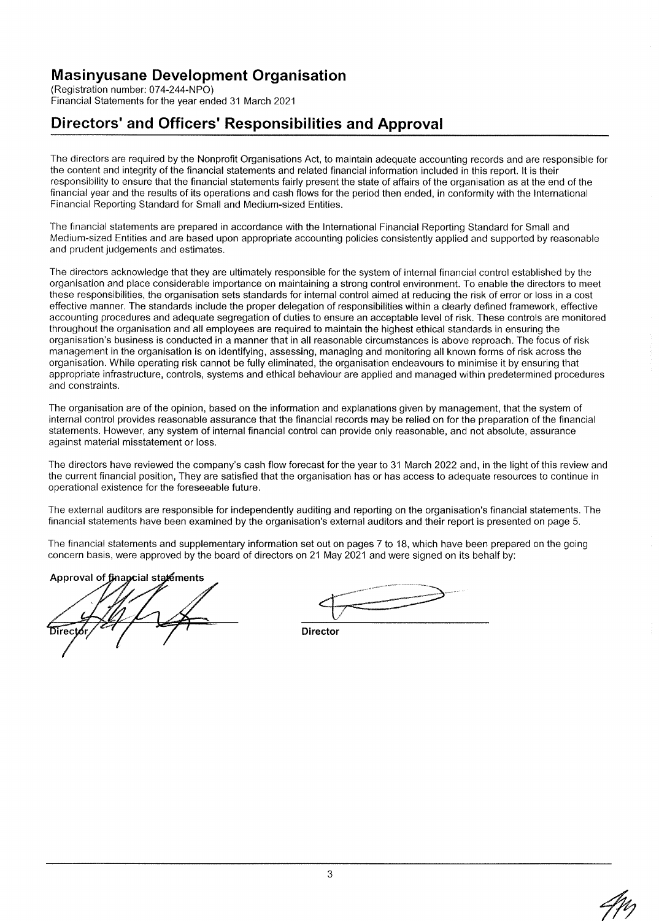# Masinyusane Development Organisation

(Registration number: 074-244-NPO)
Financial Statements for the year ended 31 March 2021

## Directors' and Officers' Responsibilities and Approval

The directors are required by the Nonprofit Organisations Act, to maintain adequate accounting records and are responsible for the content and integrity of the financial statements and related financial information included in this report. It is their responsibility to ensure that the financial statements fairly present the state of affairs of the organisation as at the end of the financial year and the results of its operations and cash flows for the period then ended, in conformity with the International Financial Reporting Standard for Small and Medium-sized Entities.

The financial statements are prepared in accordance with the International Financial Reporting Standard for Small and Medium-sized Entities and are based upon appropriate accounting policies consistently applied and supported by reasonable and prudent judgements and estimates.

The directors acknowledge that they are ultimately responsible for the system of internal financial control established by the organisation and place considerable importance on maintaining a strong control environment. To enable the directors to meet these responsibilities, the organisation sets standards for internal control aimed at reducing the risk of error or loss in a cost effective manner. The standards include the proper delegation of responsibilities within a clearly defined framework, effective accounting procedures and adequate segregation of duties to ensure an acceptable level of risk. These controls are monitored throughout the organisation and all employees are required to maintain the highest ethical standards in ensuring the organisation's business is conducted in a manner that in all reasonable circumstances is above reproach. The focus of risk management in the organisation is on identifying, assessing, managing and monitoring all known forms of risk across the organisation. While operating risk cannot be fully eliminated, the organisation endeavours to minimise it by ensuring that appropriate infrastructure, controls, systems and ethical behaviour are applied and managed within predetermined procedures and constraints.

The organisation are of the opinion, based on the information and explanations given by management, that the system of internal control provides reasonable assurance that the financial records may be relied on for the preparation of the financial statements. However, any system of internal financial control can provide only reasonable, and not absolute, assurance against material misstatement or loss.

The directors have reviewed the company's cash flow forecast for the year to 31 March 2022 and, in the light of this review and the current financial position, They are satisfied that the organisation has or has access to adequate resources to continue in operational existence for the foreseeable future.

The external auditors are responsible for independently auditing and reporting on the organisation's financial statements. The financial statements have been examined by the organisation's external auditors and their report is presented on page 5.

The financial statements and supplementary information set out on pages 7 to 18, which have been prepared on the going concern basis, were approved by the board of directors on 21 May 2021 and were signed on its behalf by:

**Approval of financial statements**

Director

Director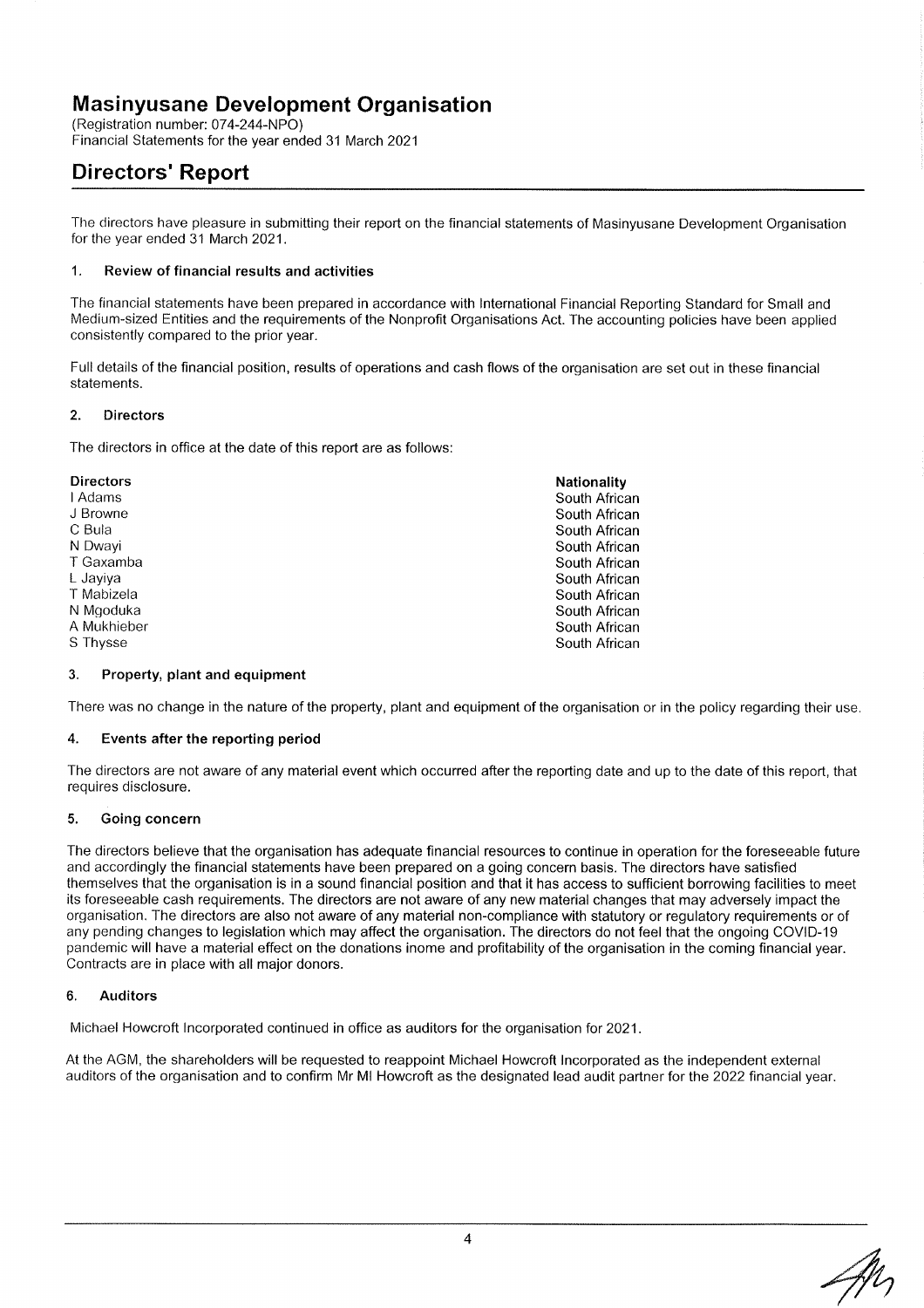# Masinyusane Development Organisation

(Registration number: 074-244-NPO)
Financial Statements for the year ended 31 March 2021

## Directors' Report

The directors have pleasure in submitting their report on the financial statements of Masinyusane Development Organisation for the year ended 31 March 2021.

### 1. Review of financial results and activities

The financial statements have been prepared in accordance with International Financial Reporting Standard for Small and Medium-sized Entities and the requirements of the Nonprofit Organisations Act. The accounting policies have been applied consistently compared to the prior year.

Full details of the financial position, results of operations and cash flows of the organisation are set out in these financial statements.

### 2. Directors

The directors in office at the date of this report are as follows:

| Directors | Nationality |
|---|---|
| I Adams | South African |
| J Browne | South African |
| C Bula | South African |
| N Dwayi | South African |
| T Gaxamba | South African |
| L Jayiya | South African |
| T Mabizela | South African |
| N Mgoduka | South African |
| A Mukhieber | South African |
| S Thysse | South African |

### 3. Property, plant and equipment

There was no change in the nature of the property, plant and equipment of the organisation or in the policy regarding their use.

### 4. Events after the reporting period

The directors are not aware of any material event which occurred after the reporting date and up to the date of this report, that requires disclosure.

### 5. Going concern

The directors believe that the organisation has adequate financial resources to continue in operation for the foreseeable future and accordingly the financial statements have been prepared on a going concern basis. The directors have satisfied themselves that the organisation is in a sound financial position and that it has access to sufficient borrowing facilities to meet its foreseeable cash requirements. The directors are not aware of any new material changes that may adversely impact the organisation. The directors are also not aware of any material non-compliance with statutory or regulatory requirements or of any pending changes to legislation which may affect the organisation. The directors do not feel that the ongoing COVID-19 pandemic will have a material effect on the donations inome and profitability of the organisation in the coming financial year. Contracts are in place with all major donors.

### 6. Auditors

Michael Howcroft Incorporated continued in office as auditors for the organisation for 2021.

At the AGM, the shareholders will be requested to reappoint Michael Howcroft Incorporated as the independent external auditors of the organisation and to confirm Mr MI Howcroft as the designated lead audit partner for the 2022 financial year.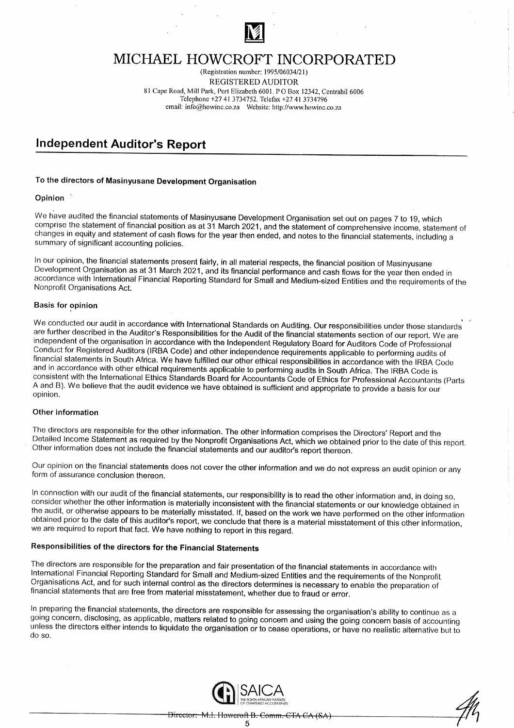# MICHAEL HOWCROFT INCORPORATED

(Registration number: 1995/06034/21)
REGISTERED AUDITOR
81 Cape Road, Mill Park, Port Elizabeth 6001. P O Box 12342, Centrahil 6006
Telephone +27 41 3734752. Telefax +27 41 3734796
email: info@howinc.co.za Website: http://www.howinc.co.za

## Independent Auditor's Report

### To the directors of Masinyusane Development Organisation

#### Opinion

We have audited the financial statements of Masinyusane Development Organisation set out on pages 7 to 19, which comprise the statement of financial position as at 31 March 2021, and the statement of comprehensive income, statement of changes in equity and statement of cash flows for the year then ended, and notes to the financial statements, including a summary of significant accounting policies.

In our opinion, the financial statements present fairly, in all material respects, the financial position of Masinyusane Development Organisation as at 31 March 2021, and its financial performance and cash flows for the year then ended in accordance with International Financial Reporting Standard for Small and Medium-sized Entities and the requirements of the Nonprofit Organisations Act.

#### Basis for opinion

We conducted our audit in accordance with International Standards on Auditing. Our responsibilities under those standards are further described in the Auditor's Responsibilities for the Audit of the financial statements section of our report. We are independent of the organisation in accordance with the Independent Regulatory Board for Auditors Code of Professional Conduct for Registered Auditors (IRBA Code) and other independence requirements applicable to performing audits of financial statements in South Africa. We have fulfilled our other ethical responsibilities in accordance with the IRBA Code and in accordance with other ethical requirements applicable to performing audits in South Africa. The IRBA Code is consistent with the International Ethics Standards Board for Accountants Code of Ethics for Professional Accountants (Parts A and B). We believe that the audit evidence we have obtained is sufficient and appropriate to provide a basis for our opinion.

#### Other information

The directors are responsible for the other information. The other information comprises the Directors' Report and the Detailed Income Statement as required by the Nonprofit Organisations Act, which we obtained prior to the date of this report. Other information does not include the financial statements and our auditor's report thereon.

Our opinion on the financial statements does not cover the other information and we do not express an audit opinion or any form of assurance conclusion thereon.

In connection with our audit of the financial statements, our responsibility is to read the other information and, in doing so, consider whether the other information is materially inconsistent with the financial statements or our knowledge obtained in the audit, or otherwise appears to be materially misstated. If, based on the work we have performed on the other information obtained prior to the date of this auditor's report, we conclude that there is a material misstatement of this other information, we are required to report that fact. We have nothing to report in this regard.

#### Responsibilities of the directors for the Financial Statements

The directors are responsible for the preparation and fair presentation of the financial statements in accordance with International Financial Reporting Standard for Small and Medium-sized Entities and the requirements of the Nonprofit Organisations Act, and for such internal control as the directors determines is necessary to enable the preparation of financial statements that are free from material misstatement, whether due to fraud or error.

In preparing the financial statements, the directors are responsible for assessing the organisation's ability to continue as a going concern, disclosing, as applicable, matters related to going concern and using the going concern basis of accounting unless the directors either intends to liquidate the organisation or to cease operations, or have no realistic alternative but to do so.

Director: M.I. Howcroft B. Comm. CTA CA (SA)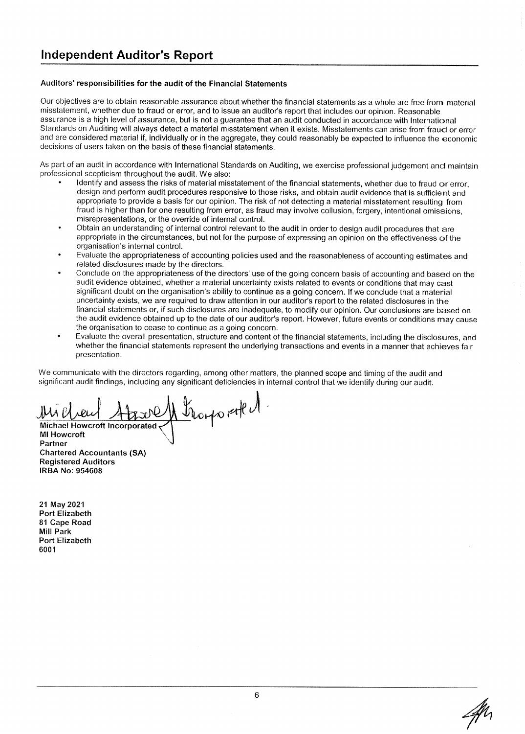# Independent Auditor's Report

**Auditors' responsibilities for the audit of the Financial Statements**

Our objectives are to obtain reasonable assurance about whether the financial statements as a whole are free from material misstatement, whether due to fraud or error, and to issue an auditor's report that includes our opinion. Reasonable assurance is a high level of assurance, but is not a guarantee that an audit conducted in accordance with International Standards on Auditing will always detect a material misstatement when it exists. Misstatements can arise from fraud or error and are considered material if, individually or in the aggregate, they could reasonably be expected to influence the economic decisions of users taken on the basis of these financial statements.

As part of an audit in accordance with International Standards on Auditing, we exercise professional judgement and maintain professional scepticism throughout the audit. We also:

- Identify and assess the risks of material misstatement of the financial statements, whether due to fraud or error, design and perform audit procedures responsive to those risks, and obtain audit evidence that is sufficient and appropriate to provide a basis for our opinion. The risk of not detecting a material misstatement resulting from fraud is higher than for one resulting from error, as fraud may involve collusion, forgery, intentional omissions, misrepresentations, or the override of internal control.
- Obtain an understanding of internal control relevant to the audit in order to design audit procedures that are appropriate in the circumstances, but not for the purpose of expressing an opinion on the effectiveness of the organisation's internal control.
- Evaluate the appropriateness of accounting policies used and the reasonableness of accounting estimates and related disclosures made by the directors.
- Conclude on the appropriateness of the directors' use of the going concern basis of accounting and based on the audit evidence obtained, whether a material uncertainty exists related to events or conditions that may cast significant doubt on the organisation's ability to continue as a going concern. If we conclude that a material uncertainty exists, we are required to draw attention in our auditor's report to the related disclosures in the financial statements or, if such disclosures are inadequate, to modify our opinion. Our conclusions are based on the audit evidence obtained up to the date of our auditor's report. However, future events or conditions may cause the organisation to cease to continue as a going concern.
- Evaluate the overall presentation, structure and content of the financial statements, including the disclosures, and whether the financial statements represent the underlying transactions and events in a manner that achieves fair presentation.

We communicate with the directors regarding, among other matters, the planned scope and timing of the audit and significant audit findings, including any significant deficiencies in internal control that we identify during our audit.

**Michael Howcroft Incorporated**
**MI Howcroft**
**Partner**
**Chartered Accountants (SA)**
**Registered Auditors**
**IRBA No: 954608**

**21 May 2021**
**Port Elizabeth**
**81 Cape Road**
**Mill Park**
**Port Elizabeth**
**6001**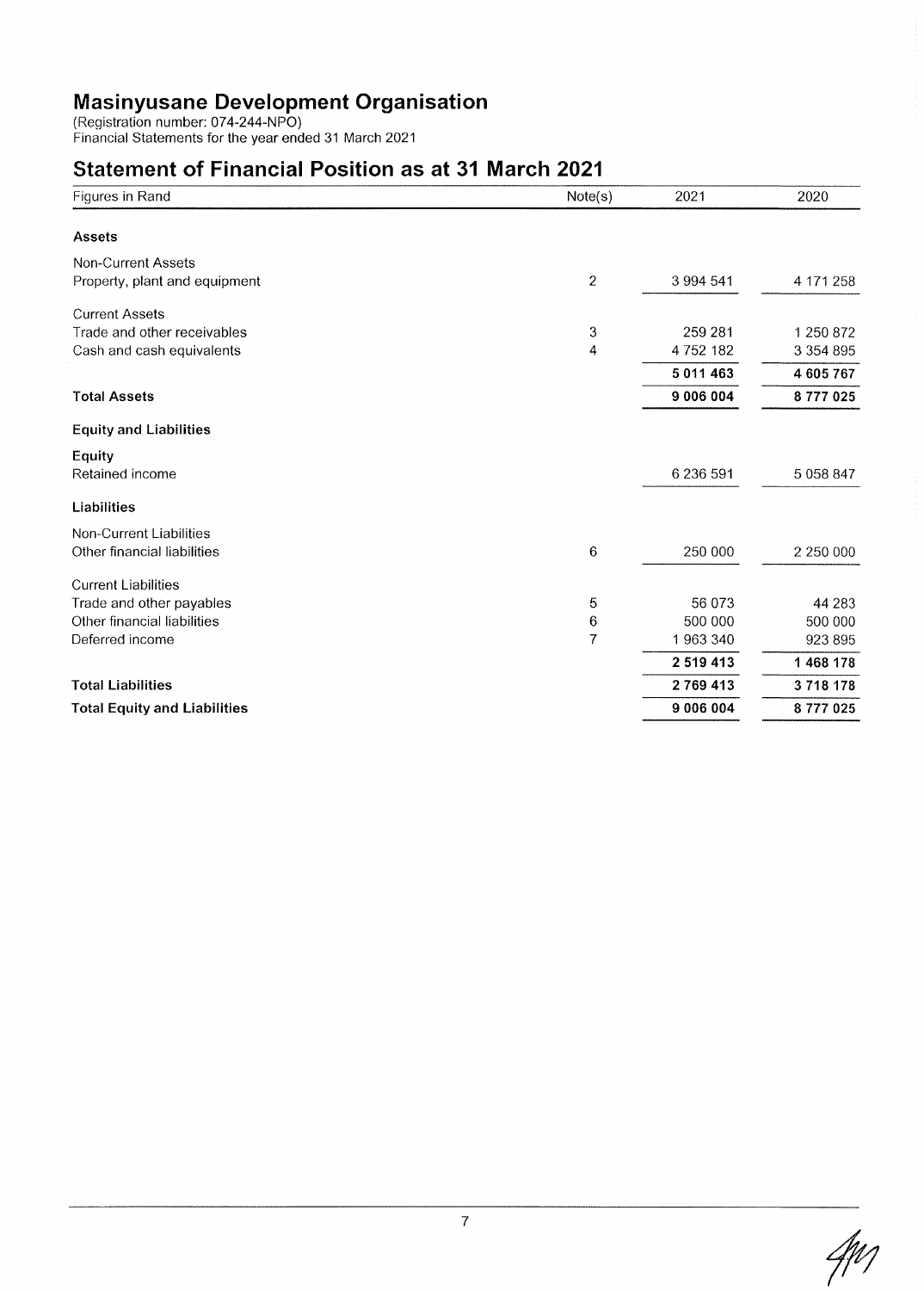# Masinyusane Development Organisation

(Registration number: 074-244-NPO)
Financial Statements for the year ended 31 March 2021

## Statement of Financial Position as at 31 March 2021

| Figures in Rand | Note(s) | 2021 | 2020 |
|---|---|---|---|
| **Assets** | | | |
| Non-Current Assets | | | |
| Property, plant and equipment | 2 | 3 994 541 | 4 171 258 |
| Current Assets | | | |
| Trade and other receivables | 3 | 259 281 | 1 250 872 |
| Cash and cash equivalents | 4 | 4 752 182 | 3 354 895 |
| | | **5 011 463** | **4 605 767** |
| **Total Assets** | | **9 006 004** | **8 777 025** |
| **Equity and Liabilities** | | | |
| **Equity** | | | |
| Retained income | | 6 236 591 | 5 058 847 |
| **Liabilities** | | | |
| Non-Current Liabilities | | | |
| Other financial liabilities | 6 | 250 000 | 2 250 000 |
| Current Liabilities | | | |
| Trade and other payables | 5 | 56 073 | 44 283 |
| Other financial liabilities | 6 | 500 000 | 500 000 |
| Deferred income | 7 | 1 963 340 | 923 895 |
| | | **2 519 413** | **1 468 178** |
| **Total Liabilities** | | **2 769 413** | **3 718 178** |
| **Total Equity and Liabilities** | | **9 006 004** | **8 777 025** |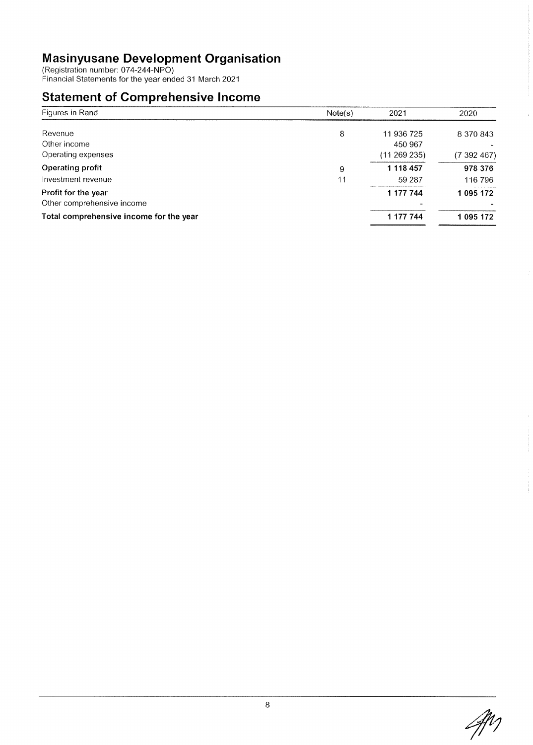# Masinyusane Development Organisation

(Registration number: 074-244-NPO)
Financial Statements for the year ended 31 March 2021

## Statement of Comprehensive Income

| Figures in Rand | Note(s) | 2021 | 2020 |
|---|---|---|---|
| Revenue | 8 | 11 936 725 | 8 370 843 |
| Other income | | 450 967 | - |
| Operating expenses | | (11 269 235) | (7 392 467) |
| **Operating profit** | 9 | **1 118 457** | **978 376** |
| Investment revenue | 11 | 59 287 | 116 796 |
| **Profit for the year** | | **1 177 744** | **1 095 172** |
| Other comprehensive income | | - | - |
| **Total comprehensive income for the year** | | **1 177 744** | **1 095 172** |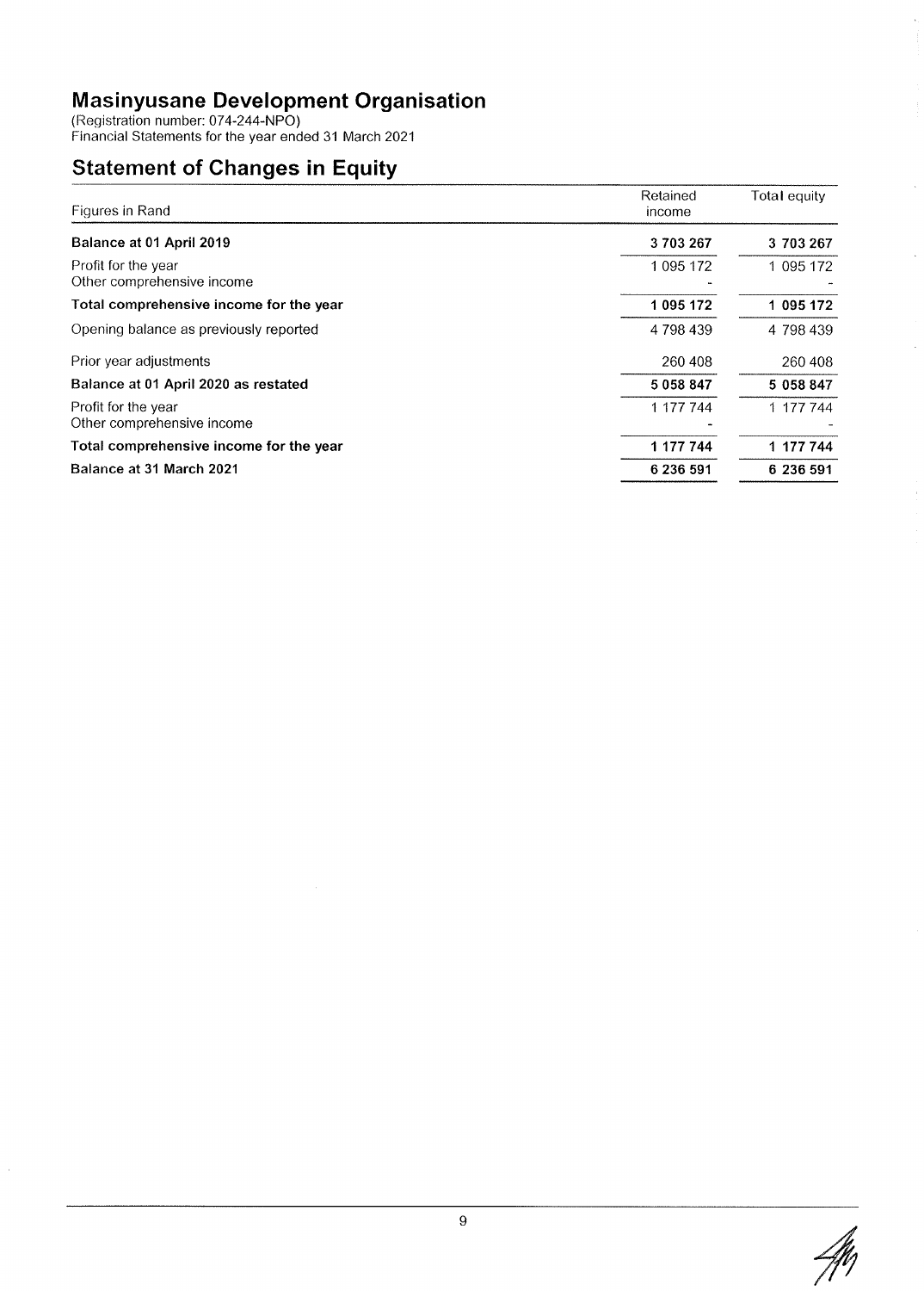# Masinyusane Development Organisation

(Registration number: 074-244-NPO)
Financial Statements for the year ended 31 March 2021

## Statement of Changes in Equity

| Figures in Rand | Retained income | Total equity |
| --- | --- | --- |
| **Balance at 01 April 2019** | **3 703 267** | **3 703 267** |
| Profit for the year | 1 095 172 | 1 095 172 |
| Other comprehensive income | - | - |
| **Total comprehensive income for the year** | **1 095 172** | **1 095 172** |
| Opening balance as previously reported | 4 798 439 | 4 798 439 |
| Prior year adjustments | 260 408 | 260 408 |
| **Balance at 01 April 2020 as restated** | **5 058 847** | **5 058 847** |
| Profit for the year | 1 177 744 | 1 177 744 |
| Other comprehensive income | - | - |
| **Total comprehensive income for the year** | **1 177 744** | **1 177 744** |
| **Balance at 31 March 2021** | **6 236 591** | **6 236 591** |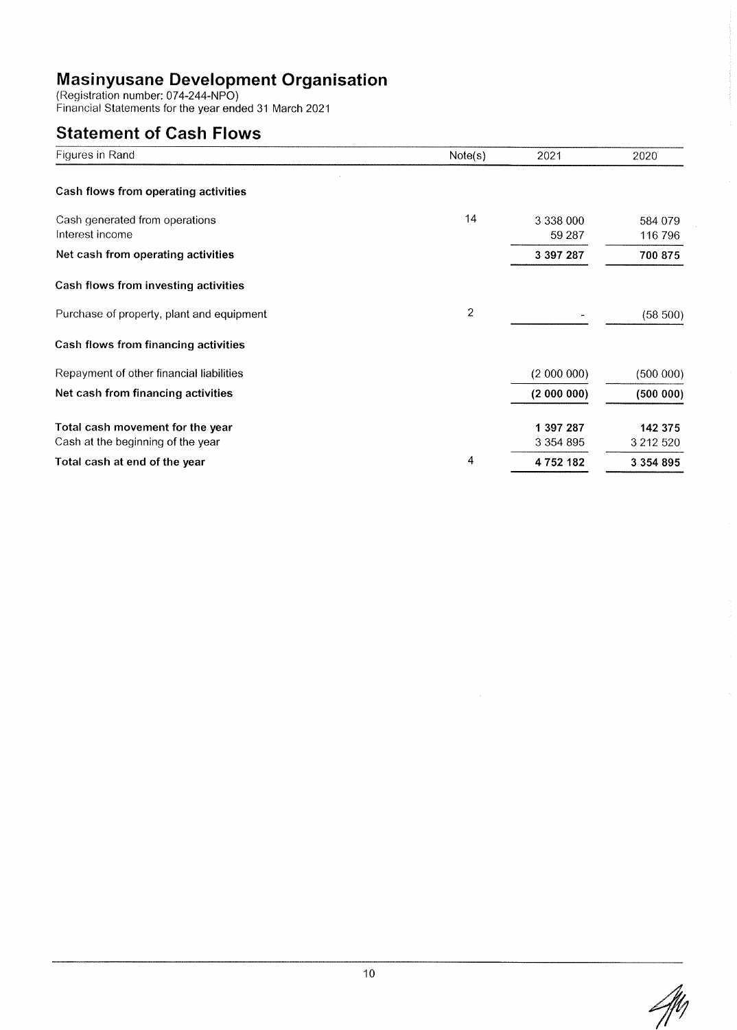# Masinyusane Development Organisation

(Registration number: 074-244-NPO)
Financial Statements for the year ended 31 March 2021

## Statement of Cash Flows

| Figures in Rand | Note(s) | 2021 | 2020 |
|---|---|---|---|
| **Cash flows from operating activities** | | | |
| Cash generated from operations | 14 | 3 338 000 | 584 079 |
| Interest income | | 59 287 | 116 796 |
| **Net cash from operating activities** | | **3 397 287** | **700 875** |
| **Cash flows from investing activities** | | | |
| Purchase of property, plant and equipment | 2 | - | (58 500) |
| **Cash flows from financing activities** | | | |
| Repayment of other financial liabilities | | (2 000 000) | (500 000) |
| **Net cash from financing activities** | | **(2 000 000)** | **(500 000)** |
| **Total cash movement for the year** | | **1 397 287** | **142 375** |
| Cash at the beginning of the year | | 3 354 895 | 3 212 520 |
| **Total cash at end of the year** | 4 | **4 752 182** | **3 354 895** |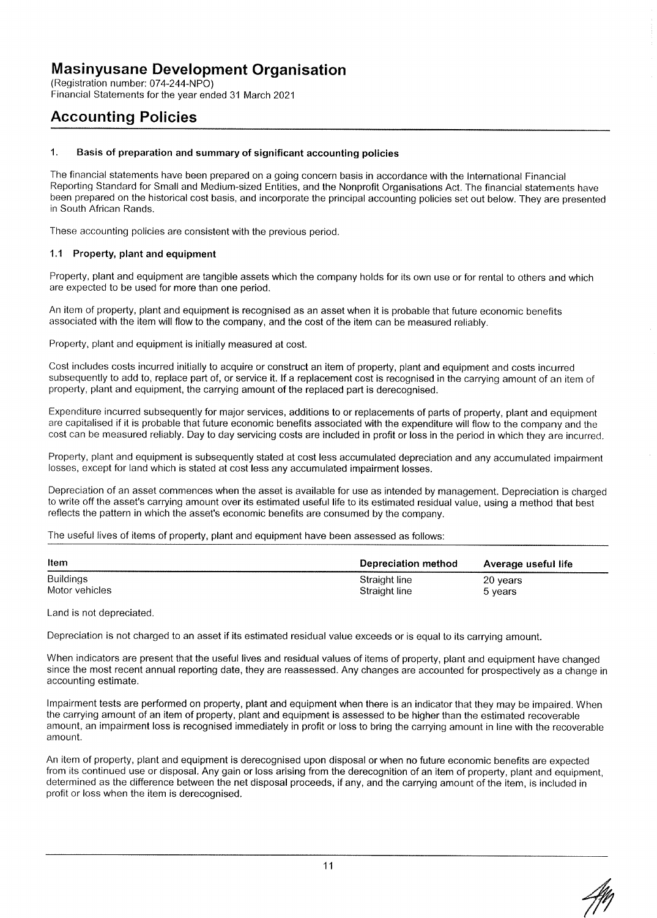# Masinyusane Development Organisation

(Registration number: 074-244-NPO)
Financial Statements for the year ended 31 March 2021

# Accounting Policies

### 1. Basis of preparation and summary of significant accounting policies

The financial statements have been prepared on a going concern basis in accordance with the International Financial Reporting Standard for Small and Medium-sized Entities, and the Nonprofit Organisations Act. The financial statements have been prepared on the historical cost basis, and incorporate the principal accounting policies set out below. They are presented in South African Rands.

These accounting policies are consistent with the previous period.

### 1.1 Property, plant and equipment

Property, plant and equipment are tangible assets which the company holds for its own use or for rental to others and which are expected to be used for more than one period.

An item of property, plant and equipment is recognised as an asset when it is probable that future economic benefits associated with the item will flow to the company, and the cost of the item can be measured reliably.

Property, plant and equipment is initially measured at cost.

Cost includes costs incurred initially to acquire or construct an item of property, plant and equipment and costs incurred subsequently to add to, replace part of, or service it. If a replacement cost is recognised in the carrying amount of an item of property, plant and equipment, the carrying amount of the replaced part is derecognised.

Expenditure incurred subsequently for major services, additions to or replacements of parts of property, plant and equipment are capitalised if it is probable that future economic benefits associated with the expenditure will flow to the company and the cost can be measured reliably. Day to day servicing costs are included in profit or loss in the period in which they are incurred.

Property, plant and equipment is subsequently stated at cost less accumulated depreciation and any accumulated impairment losses, except for land which is stated at cost less any accumulated impairment losses.

Depreciation of an asset commences when the asset is available for use as intended by management. Depreciation is charged to write off the asset's carrying amount over its estimated useful life to its estimated residual value, using a method that best reflects the pattern in which the asset's economic benefits are consumed by the company.

The useful lives of items of property, plant and equipment have been assessed as follows:

| Item | Depreciation method | Average useful life |
|---|---|---|
| Buildings | Straight line | 20 years |
| Motor vehicles | Straight line | 5 years |

Land is not depreciated.

Depreciation is not charged to an asset if its estimated residual value exceeds or is equal to its carrying amount.

When indicators are present that the useful lives and residual values of items of property, plant and equipment have changed since the most recent annual reporting date, they are reassessed. Any changes are accounted for prospectively as a change in accounting estimate.

Impairment tests are performed on property, plant and equipment when there is an indicator that they may be impaired. When the carrying amount of an item of property, plant and equipment is assessed to be higher than the estimated recoverable amount, an impairment loss is recognised immediately in profit or loss to bring the carrying amount in line with the recoverable amount.

An item of property, plant and equipment is derecognised upon disposal or when no future economic benefits are expected from its continued use or disposal. Any gain or loss arising from the derecognition of an item of property, plant and equipment, determined as the difference between the net disposal proceeds, if any, and the carrying amount of the item, is included in profit or loss when the item is derecognised.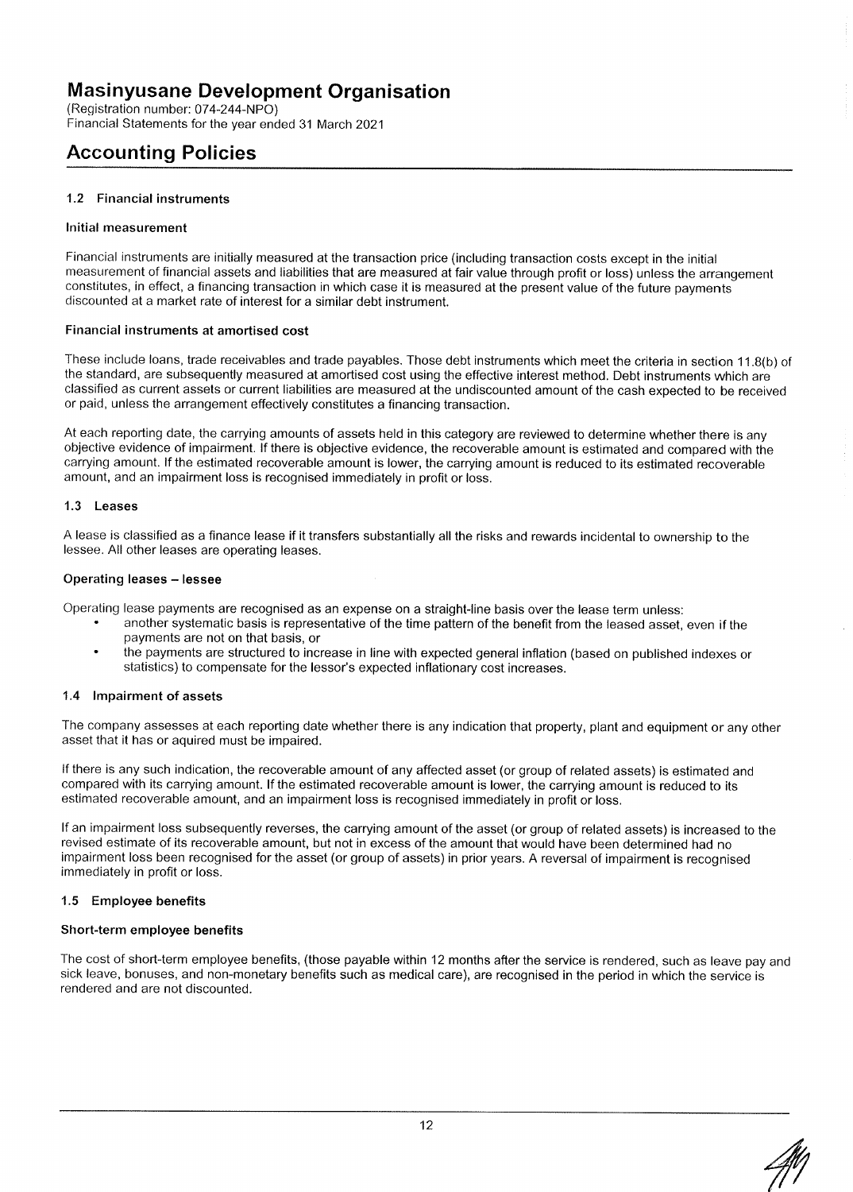# Masinyusane Development Organisation

(Registration number: 074-244-NPO)
Financial Statements for the year ended 31 March 2021

## Accounting Policies

### 1.2 Financial instruments

#### Initial measurement

Financial instruments are initially measured at the transaction price (including transaction costs except in the initial measurement of financial assets and liabilities that are measured at fair value through profit or loss) unless the arrangement constitutes, in effect, a financing transaction in which case it is measured at the present value of the future payments discounted at a market rate of interest for a similar debt instrument.

#### Financial instruments at amortised cost

These include loans, trade receivables and trade payables. Those debt instruments which meet the criteria in section 11.8(b) of the standard, are subsequently measured at amortised cost using the effective interest method. Debt instruments which are classified as current assets or current liabilities are measured at the undiscounted amount of the cash expected to be received or paid, unless the arrangement effectively constitutes a financing transaction.

At each reporting date, the carrying amounts of assets held in this category are reviewed to determine whether there is any objective evidence of impairment. If there is objective evidence, the recoverable amount is estimated and compared with the carrying amount. If the estimated recoverable amount is lower, the carrying amount is reduced to its estimated recoverable amount, and an impairment loss is recognised immediately in profit or loss.

### 1.3 Leases

A lease is classified as a finance lease if it transfers substantially all the risks and rewards incidental to ownership to the lessee. All other leases are operating leases.

#### Operating leases – lessee

Operating lease payments are recognised as an expense on a straight-line basis over the lease term unless:

- another systematic basis is representative of the time pattern of the benefit from the leased asset, even if the payments are not on that basis, or
- the payments are structured to increase in line with expected general inflation (based on published indexes or statistics) to compensate for the lessor's expected inflationary cost increases.

### 1.4 Impairment of assets

The company assesses at each reporting date whether there is any indication that property, plant and equipment or any other asset that it has or aquired must be impaired.

If there is any such indication, the recoverable amount of any affected asset (or group of related assets) is estimated and compared with its carrying amount. If the estimated recoverable amount is lower, the carrying amount is reduced to its estimated recoverable amount, and an impairment loss is recognised immediately in profit or loss.

If an impairment loss subsequently reverses, the carrying amount of the asset (or group of related assets) is increased to the revised estimate of its recoverable amount, but not in excess of the amount that would have been determined had no impairment loss been recognised for the asset (or group of assets) in prior years. A reversal of impairment is recognised immediately in profit or loss.

### 1.5 Employee benefits

#### Short-term employee benefits

The cost of short-term employee benefits, (those payable within 12 months after the service is rendered, such as leave pay and sick leave, bonuses, and non-monetary benefits such as medical care), are recognised in the period in which the service is rendered and are not discounted.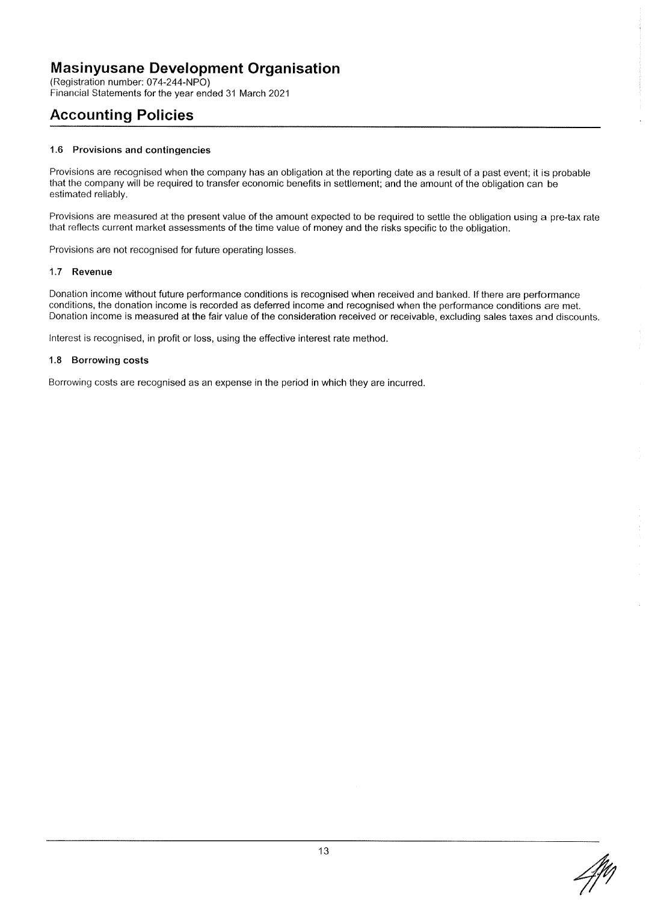# Masinyusane Development Organisation

(Registration number: 074-244-NPO)
Financial Statements for the year ended 31 March 2021

## Accounting Policies

### 1.6 Provisions and contingencies

Provisions are recognised when the company has an obligation at the reporting date as a result of a past event; it is probable that the company will be required to transfer economic benefits in settlement; and the amount of the obligation can be estimated reliably.

Provisions are measured at the present value of the amount expected to be required to settle the obligation using a pre-tax rate that reflects current market assessments of the time value of money and the risks specific to the obligation.

Provisions are not recognised for future operating losses.

### 1.7 Revenue

Donation income without future performance conditions is recognised when received and banked. If there are performance conditions, the donation income is recorded as deferred income and recognised when the performance conditions are met. Donation income is measured at the fair value of the consideration received or receivable, excluding sales taxes and discounts.

Interest is recognised, in profit or loss, using the effective interest rate method.

### 1.8 Borrowing costs

Borrowing costs are recognised as an expense in the period in which they are incurred.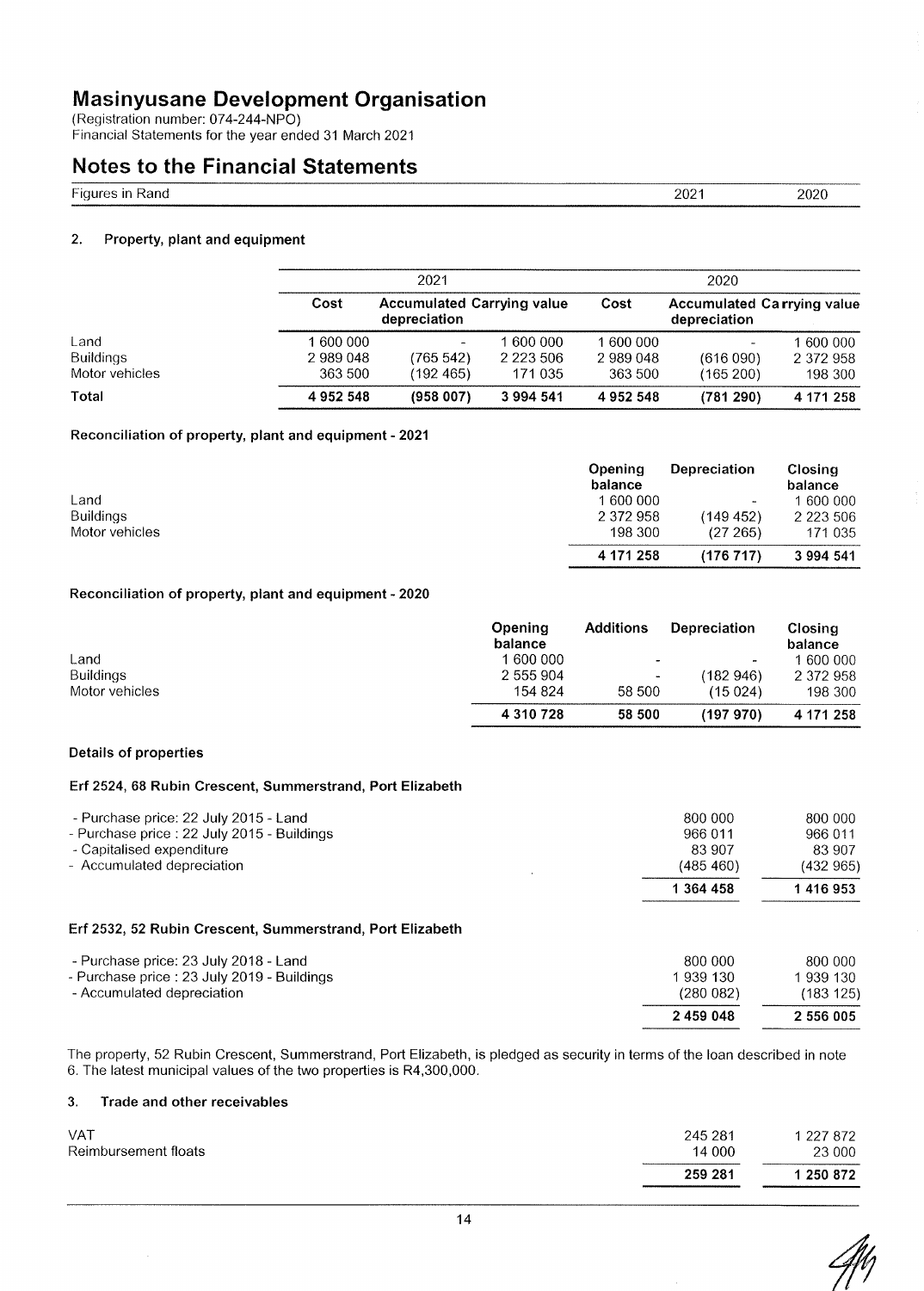# Masinyusane Development Organisation

(Registration number: 074-244-NPO)
Financial Statements for the year ended 31 March 2021

## Notes to the Financial Statements

| Figures in Rand | 2021 | 2020 |
|---|---|---|

### 2. Property, plant and equipment

| | 2021 | | | 2020 | | |
|---|---|---|---|---|---|---|
| | Cost | Accumulated depreciation | Carrying value | Cost | Accumulated depreciation | Carrying value |
| Land | 1 600 000 | - | 1 600 000 | 1 600 000 | - | 1 600 000 |
| Buildings | 2 989 048 | (765 542) | 2 223 506 | 2 989 048 | (616 090) | 2 372 958 |
| Motor vehicles | 363 500 | (192 465) | 171 035 | 363 500 | (165 200) | 198 300 |
| **Total** | **4 952 548** | **(958 007)** | **3 994 541** | **4 952 548** | **(781 290)** | **4 171 258** |

#### Reconciliation of property, plant and equipment - 2021

| | Opening balance | Depreciation | Closing balance |
|---|---|---|---|
| Land | 1 600 000 | - | 1 600 000 |
| Buildings | 2 372 958 | (149 452) | 2 223 506 |
| Motor vehicles | 198 300 | (27 265) | 171 035 |
| | **4 171 258** | **(176 717)** | **3 994 541** |

#### Reconciliation of property, plant and equipment - 2020

| | Opening balance | Additions | Depreciation | Closing balance |
|---|---|---|---|---|
| Land | 1 600 000 | - | - | 1 600 000 |
| Buildings | 2 555 904 | - | (182 946) | 2 372 958 |
| Motor vehicles | 154 824 | 58 500 | (15 024) | 198 300 |
| | **4 310 728** | **58 500** | **(197 970)** | **4 171 258** |

#### Details of properties

**Erf 2524, 68 Rubin Crescent, Summerstrand, Port Elizabeth**

| | 2021 | 2020 |
|---|---|---|
| - Purchase price: 22 July 2015 - Land | 800 000 | 800 000 |
| - Purchase price : 22 July 2015 - Buildings | 966 011 | 966 011 |
| - Capitalised expenditure | 83 907 | 83 907 |
| - Accumulated depreciation | (485 460) | (432 965) |
| | **1 364 458** | **1 416 953** |

**Erf 2532, 52 Rubin Crescent, Summerstrand, Port Elizabeth**

| | 2021 | 2020 |
|---|---|---|
| - Purchase price: 23 July 2018 - Land | 800 000 | 800 000 |
| - Purchase price : 23 July 2019 - Buildings | 1 939 130 | 1 939 130 |
| - Accumulated depreciation | (280 082) | (183 125) |
| | **2 459 048** | **2 556 005** |

The property, 52 Rubin Crescent, Summerstrand, Port Elizabeth, is pledged as security in terms of the loan described in note 6. The latest municipal values of the two properties is R4,300,000.

### 3. Trade and other receivables

| | 2021 | 2020 |
|---|---|---|
| VAT | 245 281 | 1 227 872 |
| Reimbursement floats | 14 000 | 23 000 |
| | **259 281** | **1 250 872** |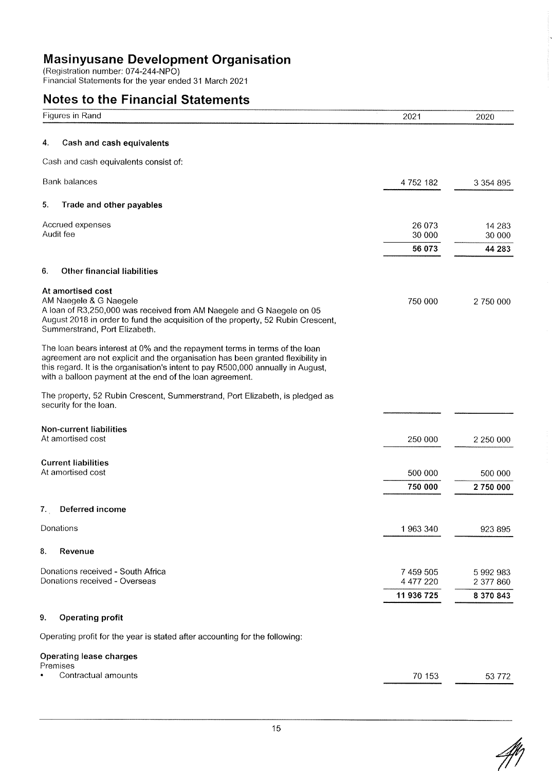# Masinyusane Development Organisation

(Registration number: 074-244-NPO)
Financial Statements for the year ended 31 March 2021

## Notes to the Financial Statements

| Figures in Rand | 2021 | 2020 |
|---|---|---|

### 4. Cash and cash equivalents

Cash and cash equivalents consist of:

| | 2021 | 2020 |
|---|---|---|
| Bank balances | 4 752 182 | 3 354 895 |

### 5. Trade and other payables

| | 2021 | 2020 |
|---|---|---|
| Accrued expenses | 26 073 | 14 283 |
| Audit fee | 30 000 | 30 000 |
| | **56 073** | **44 283** |

### 6. Other financial liabilities

**At amortised cost**

| | 2021 | 2020 |
|---|---|---|
| AM Naegele & G Naegele | 750 000 | 2 750 000 |

A loan of R3,250,000 was received from AM Naegele and G Naegele on 05 August 2018 in order to fund the acquisition of the property, 52 Rubin Crescent, Summerstrand, Port Elizabeth.

The loan bears interest at 0% and the repayment terms in terms of the loan agreement are not explicit and the organisation has been granted flexibility in this regard. It is the organisation's intent to pay R500,000 annually in August, with a balloon payment at the end of the loan agreement.

The property, 52 Rubin Crescent, Summerstrand, Port Elizabeth, is pledged as security for the loan.

| | 2021 | 2020 |
|---|---|---|
| **Non-current liabilities** | | |
| At amortised cost | 250 000 | 2 250 000 |
| **Current liabilities** | | |
| At amortised cost | 500 000 | 500 000 |
| | **750 000** | **2 750 000** |

### 7. Deferred income

| | 2021 | 2020 |
|---|---|---|
| Donations | 1 963 340 | 923 895 |

### 8. Revenue

| | 2021 | 2020 |
|---|---|---|
| Donations received - South Africa | 7 459 505 | 5 992 983 |
| Donations received - Overseas | 4 477 220 | 2 377 860 |
| | **11 936 725** | **8 370 843** |

### 9. Operating profit

Operating profit for the year is stated after accounting for the following:

**Operating lease charges**

| | 2021 | 2020 |
|---|---|---|
| Premises | | |
| • Contractual amounts | 70 153 | 53 772 |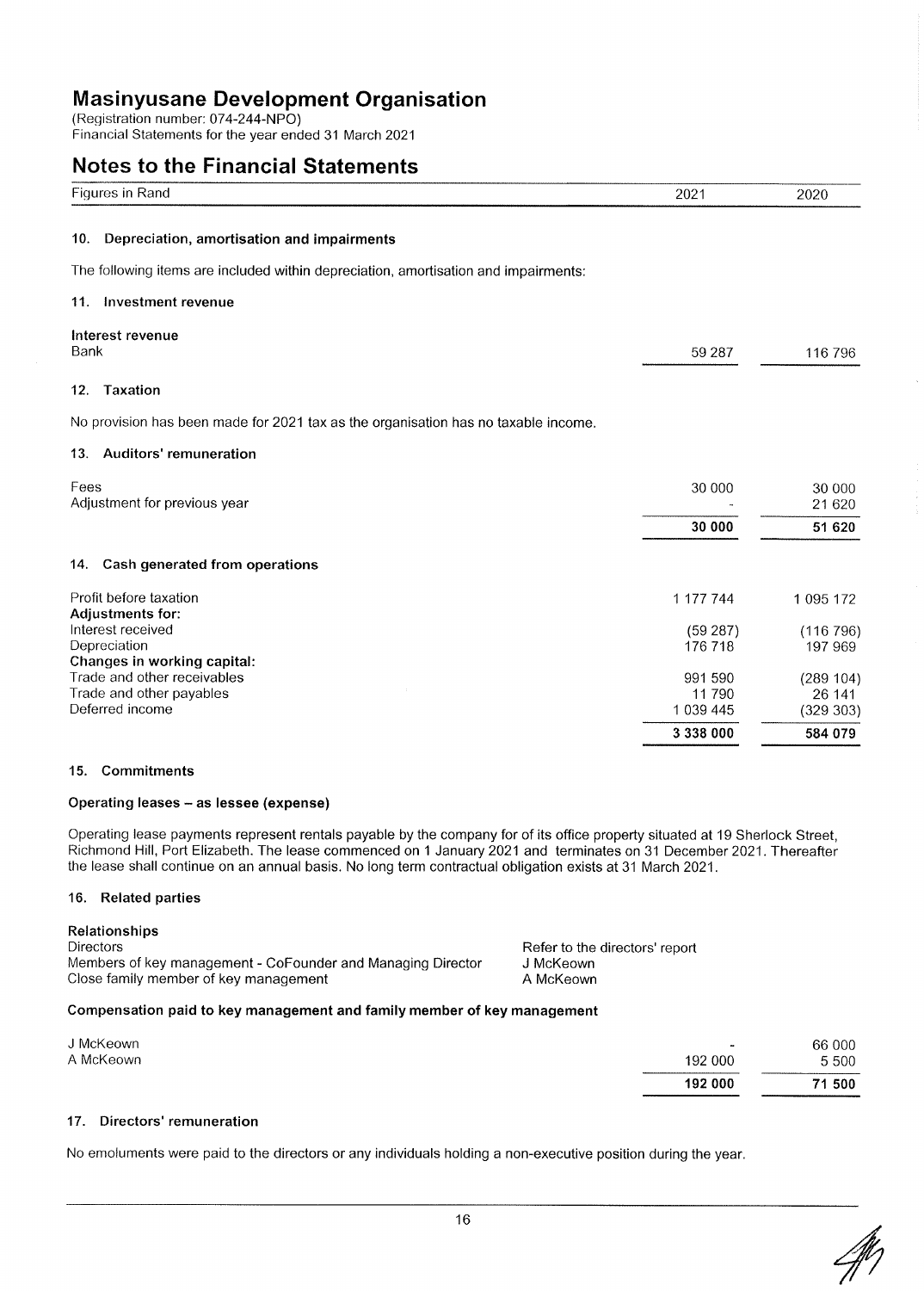# Masinyusane Development Organisation

(Registration number: 074-244-NPO)
Financial Statements for the year ended 31 March 2021

## Notes to the Financial Statements

| Figures in Rand | 2021 | 2020 |
|---|---|---|

### 10. Depreciation, amortisation and impairments

The following items are included within depreciation, amortisation and impairments:

### 11. Investment revenue

| | 2021 | 2020 |
|---|---|---|
| **Interest revenue** | | |
| Bank | 59 287 | 116 796 |

### 12. Taxation

No provision has been made for 2021 tax as the organisation has no taxable income.

### 13. Auditors' remuneration

| | 2021 | 2020 |
|---|---|---|
| Fees | 30 000 | 30 000 |
| Adjustment for previous year | - | 21 620 |
| | **30 000** | **51 620** |

### 14. Cash generated from operations

| | 2021 | 2020 |
|---|---|---|
| Profit before taxation | 1 177 744 | 1 095 172 |
| **Adjustments for:** | | |
| Interest received | (59 287) | (116 796) |
| Depreciation | 176 718 | 197 969 |
| **Changes in working capital:** | | |
| Trade and other receivables | 991 590 | (289 104) |
| Trade and other payables | 11 790 | 26 141 |
| Deferred income | 1 039 445 | (329 303) |
| | **3 338 000** | **584 079** |

### 15. Commitments

#### Operating leases – as lessee (expense)

Operating lease payments represent rentals payable by the company for of its office property situated at 19 Sherlock Street, Richmond Hill, Port Elizabeth. The lease commenced on 1 January 2021 and terminates on 31 December 2021. Thereafter the lease shall continue on an annual basis. No long term contractual obligation exists at 31 March 2021.

### 16. Related parties

**Relationships**

| | |
|---|---|
| Directors | Refer to the directors' report |
| Members of key management - CoFounder and Managing Director | J McKeown |
| Close family member of key management | A McKeown |

**Compensation paid to key management and family member of key management**

| | 2021 | 2020 |
|---|---|---|
| J McKeown | - | 66 000 |
| A McKeown | 192 000 | 5 500 |
| | **192 000** | **71 500** |

### 17. Directors' remuneration

No emoluments were paid to the directors or any individuals holding a non-executive position during the year.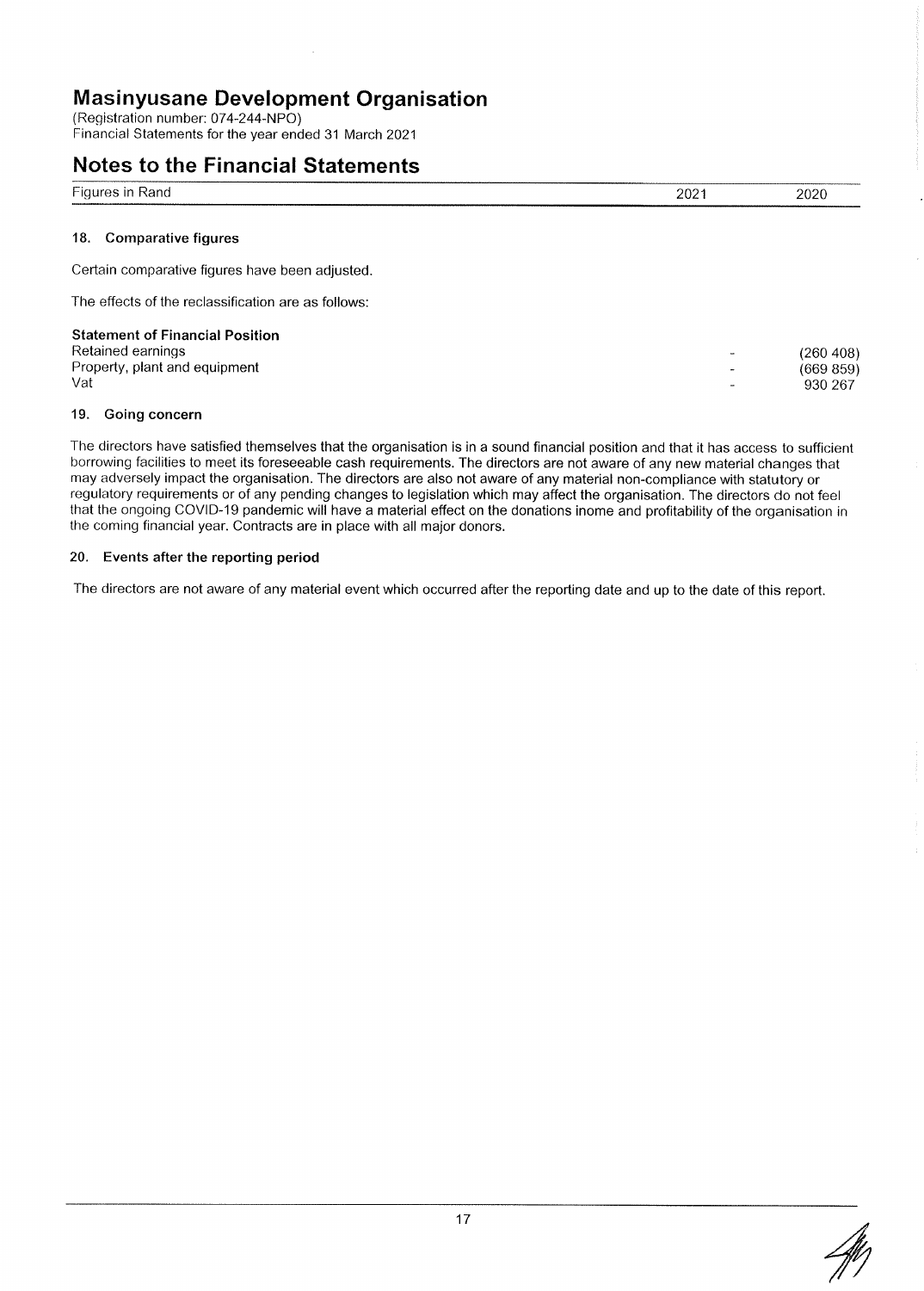# Masinyusane Development Organisation

(Registration number: 074-244-NPO)
Financial Statements for the year ended 31 March 2021

## Notes to the Financial Statements

| Figures in Rand | 2021 | 2020 |
| --- | --- | --- |

### 18. Comparative figures

Certain comparative figures have been adjusted.

The effects of the reclassification are as follows:

| Statement of Financial Position | | |
| --- | --- | --- |
| Retained earnings | - | (260 408) |
| Property, plant and equipment | - | (669 859) |
| Vat | - | 930 267 |

### 19. Going concern

The directors have satisfied themselves that the organisation is in a sound financial position and that it has access to sufficient borrowing facilities to meet its foreseeable cash requirements. The directors are not aware of any new material changes that may adversely impact the organisation. The directors are also not aware of any material non-compliance with statutory or regulatory requirements or of any pending changes to legislation which may affect the organisation. The directors do not feel that the ongoing COVID-19 pandemic will have a material effect on the donations inome and profitability of the organisation in the coming financial year. Contracts are in place with all major donors.

### 20. Events after the reporting period

The directors are not aware of any material event which occurred after the reporting date and up to the date of this report.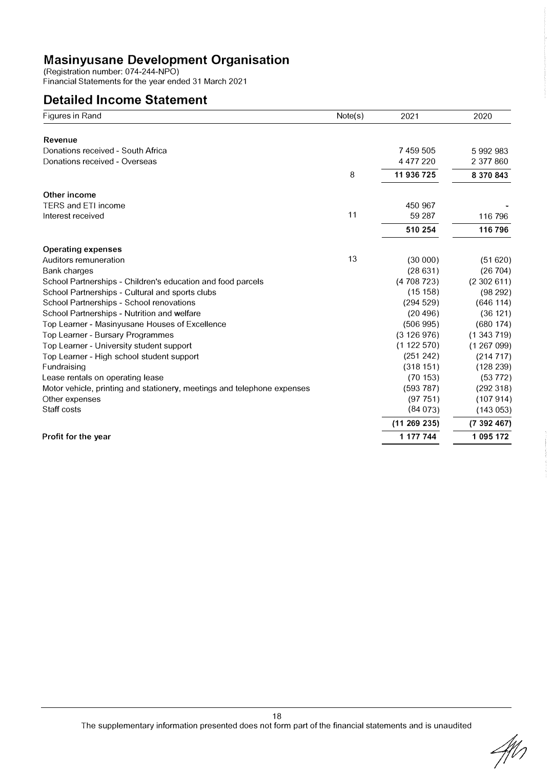# Masinyusane Development Organisation

(Registration number: 074-244-NPO)
Financial Statements for the year ended 31 March 2021

## Detailed Income Statement

| Figures in Rand | Note(s) | 2021 | 2020 |
|---|---|---|---|
| **Revenue** | | | |
| Donations received - South Africa | | 7 459 505 | 5 992 983 |
| Donations received - Overseas | | 4 477 220 | 2 377 860 |
| | 8 | **11 936 725** | **8 370 843** |
| **Other income** | | | |
| TERS and ETI income | | 450 967 | - |
| Interest received | 11 | 59 287 | 116 796 |
| | | **510 254** | **116 796** |
| **Operating expenses** | | | |
| Auditors remuneration | 13 | (30 000) | (51 620) |
| Bank charges | | (28 631) | (26 704) |
| School Partnerships - Children's education and food parcels | | (4 708 723) | (2 302 611) |
| School Partnerships - Cultural and sports clubs | | (15 158) | (98 292) |
| School Partnerships - School renovations | | (294 529) | (646 114) |
| School Partnerships - Nutrition and welfare | | (20 496) | (36 121) |
| Top Learner - Masinyusane Houses of Excellence | | (506 995) | (680 174) |
| Top Learner - Bursary Programmes | | (3 126 976) | (1 343 719) |
| Top Learner - University student support | | (1 122 570) | (1 267 099) |
| Top Learner - High school student support | | (251 242) | (214 717) |
| Fundraising | | (318 151) | (128 239) |
| Lease rentals on operating lease | | (70 153) | (53 772) |
| Motor vehicle, printing and stationery, meetings and telephone expenses | | (593 787) | (292 318) |
| Other expenses | | (97 751) | (107 914) |
| Staff costs | | (84 073) | (143 053) |
| | | **(11 269 235)** | **(7 392 467)** |
| **Profit for the year** | | **1 177 744** | **1 095 172** |

The supplementary information presented does not form part of the financial statements and is unaudited